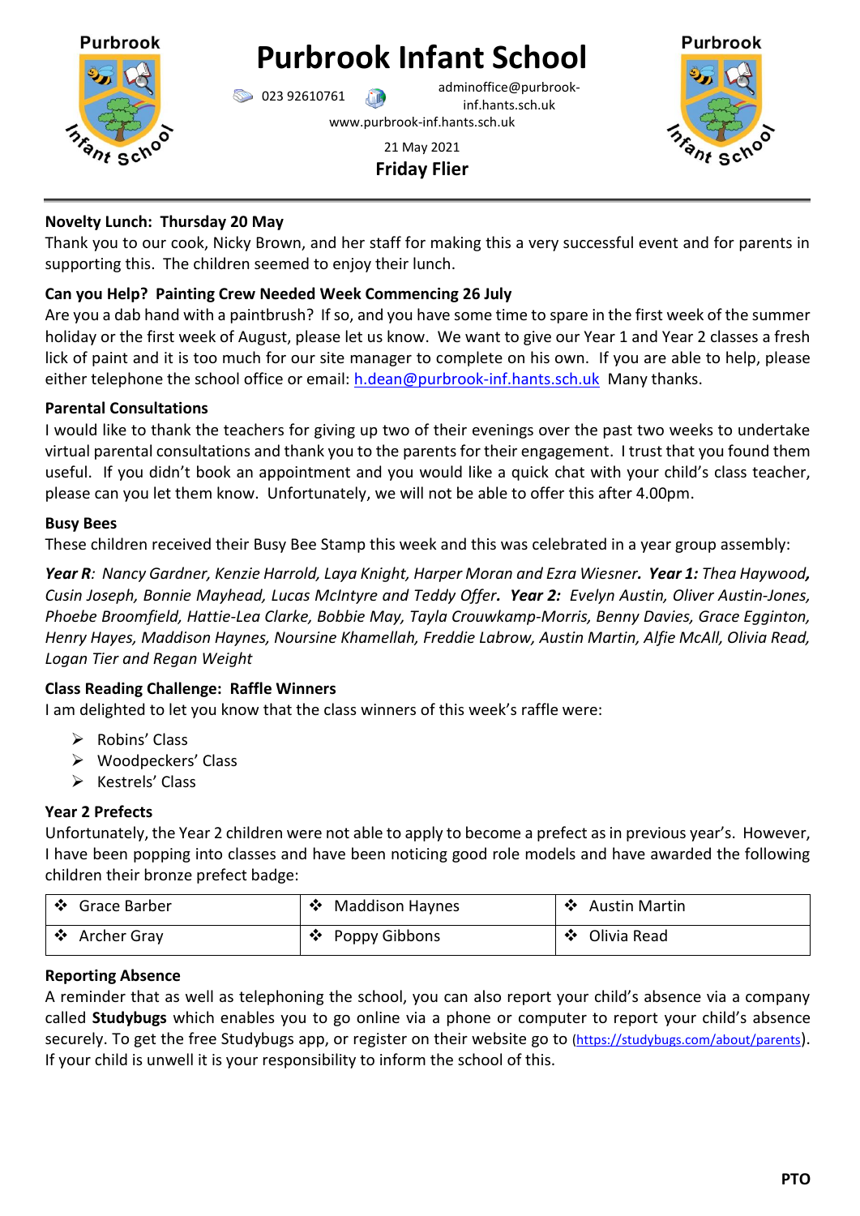# Purbrook Infant School

023 92610761 adminoffice@purbrook-inf.hants.sch.uk

www.purbrook-inf.hants.sch.uk

21 May 2021

**Friday Flier**

---

**Novelty Lunch: Thursday 20 May**

Thank you to our cook, Nicky Brown, and her staff for making this a very successful event and for parents in supporting this. The children seemed to enjoy their lunch.

**Can you Help? Painting Crew Needed Week Commencing 26 July**

Are you a dab hand with a paintbrush? If so, and you have some time to spare in the first week of the summer holiday or the first week of August, please let us know. We want to give our Year 1 and Year 2 classes a fresh lick of paint and it is too much for our site manager to complete on his own. If you are able to help, please either telephone the school office or email: h.dean@purbrook-inf.hants.sch.uk Many thanks.

**Parental Consultations**

I would like to thank the teachers for giving up two of their evenings over the past two weeks to undertake virtual parental consultations and thank you to the parents for their engagement. I trust that you found them useful. If you didn't book an appointment and you would like a quick chat with your child's class teacher, please can you let them know. Unfortunately, we will not be able to offer this after 4.00pm.

**Busy Bees**

These children received their Busy Bee Stamp this week and this was celebrated in a year group assembly:

***Year R**: Nancy Gardner, Kenzie Harrold, Laya Knight, Harper Moran and Ezra Wiesner. **Year 1:** Thea Haywood, Cusin Joseph, Bonnie Mayhead, Lucas McIntyre and Teddy Offer. **Year 2:** Evelyn Austin, Oliver Austin-Jones, Phoebe Broomfield, Hattie-Lea Clarke, Bobbie May, Tayla Crouwkamp-Morris, Benny Davies, Grace Egginton, Henry Hayes, Maddison Haynes, Noursine Khamellah, Freddie Labrow, Austin Martin, Alfie McAll, Olivia Read, Logan Tier and Regan Weight*

**Class Reading Challenge: Raffle Winners**

I am delighted to let you know that the class winners of this week's raffle were:

- Robins' Class
- Woodpeckers' Class
- Kestrels' Class

**Year 2 Prefects**

Unfortunately, the Year 2 children were not able to apply to become a prefect as in previous year's. However, I have been popping into classes and have been noticing good role models and have awarded the following children their bronze prefect badge:

| | | |
|---|---|---|
| ❖ Grace Barber | ❖ Maddison Haynes | ❖ Austin Martin |
| ❖ Archer Gray | ❖ Poppy Gibbons | ❖ Olivia Read |

**Reporting Absence**

A reminder that as well as telephoning the school, you can also report your child's absence via a company called **Studybugs** which enables you to go online via a phone or computer to report your child's absence securely. To get the free Studybugs app, or register on their website go to (https://studybugs.com/about/parents). If your child is unwell it is your responsibility to inform the school of this.

**PTO**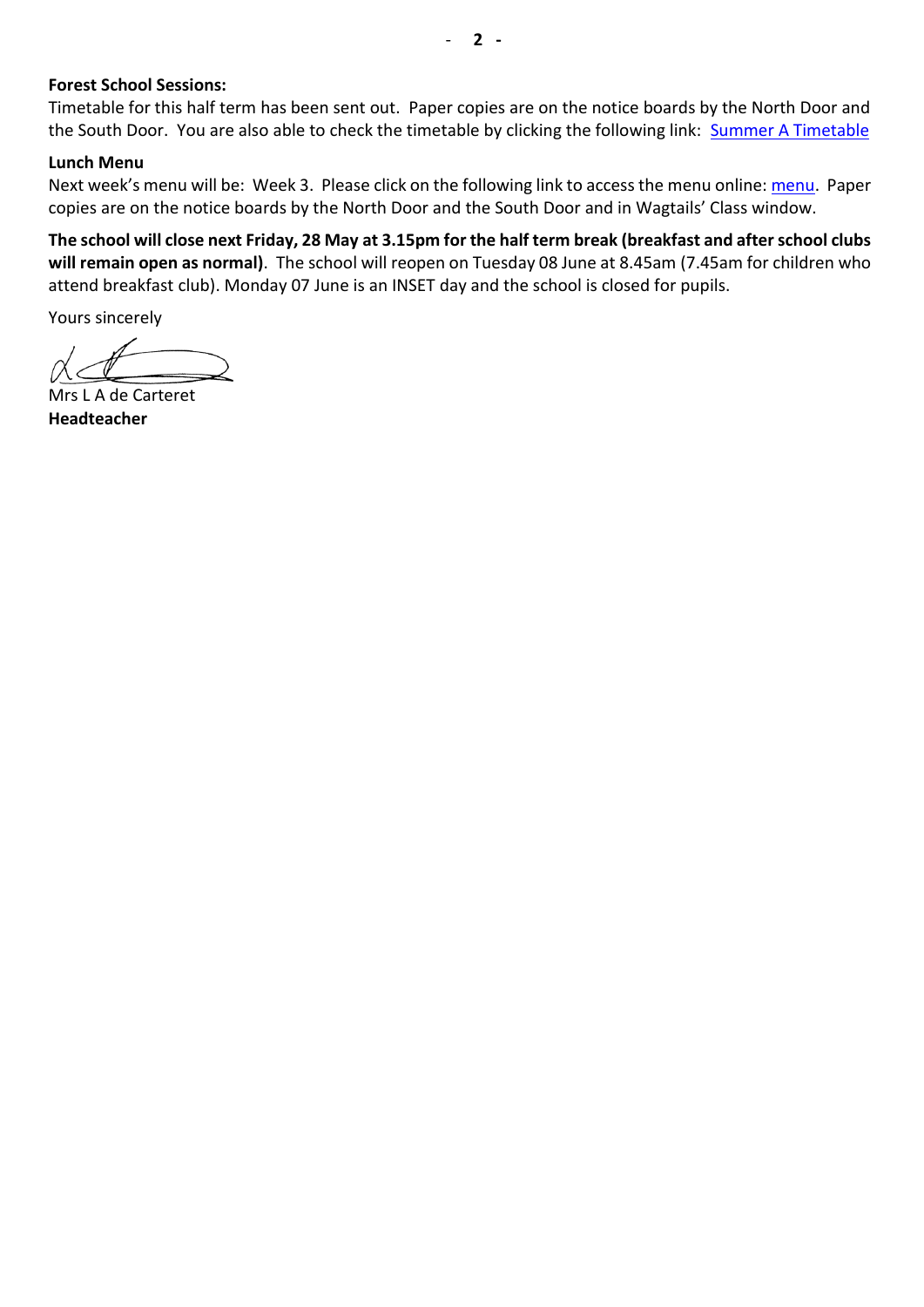**Forest School Sessions:**
Timetable for this half term has been sent out. Paper copies are on the notice boards by the North Door and the South Door. You are also able to check the timetable by clicking the following link: Summer A Timetable

**Lunch Menu**
Next week's menu will be: Week 3. Please click on the following link to access the menu online: menu. Paper copies are on the notice boards by the North Door and the South Door and in Wagtails' Class window.

**The school will close next Friday, 28 May at 3.15pm for the half term break (breakfast and after school clubs will remain open as normal)**. The school will reopen on Tuesday 08 June at 8.45am (7.45am for children who attend breakfast club). Monday 07 June is an INSET day and the school is closed for pupils.

Yours sincerely

Mrs L A de Carteret
**Headteacher**